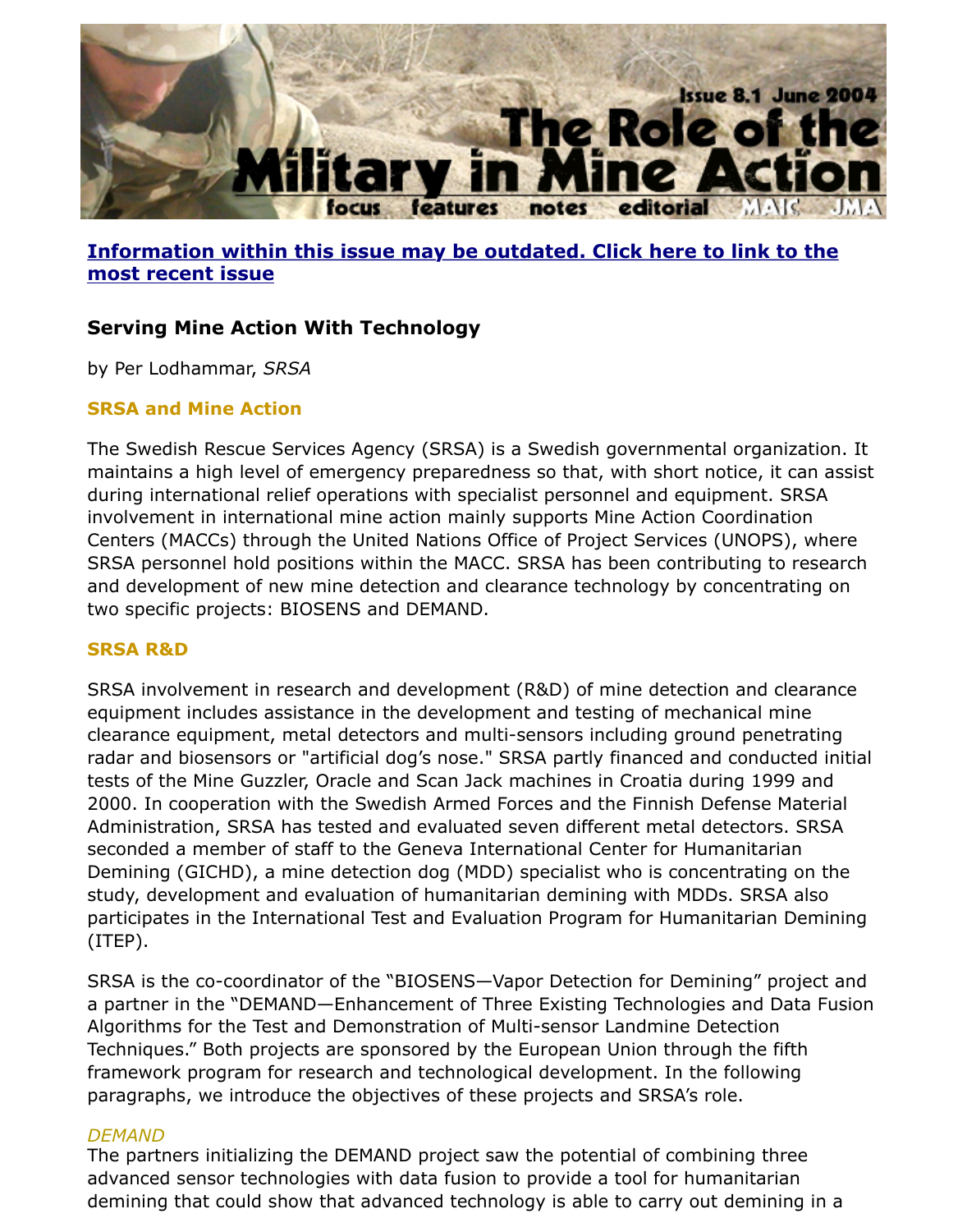**Information within this issue may be outdated. Click here to link to the most recent issue**

### Serving Mine Action With Technology

by Per Lodhammar, *SRSA*

#### SRSA and Mine Action

The Swedish Rescue Services Agency (SRSA) is a Swedish governmental organization. It maintains a high level of emergency preparedness so that, with short notice, it can assist during international relief operations with specialist personnel and equipment. SRSA involvement in international mine action mainly supports Mine Action Coordination Centers (MACCs) through the United Nations Office of Project Services (UNOPS), where SRSA personnel hold positions within the MACC. SRSA has been contributing to research and development of new mine detection and clearance technology by concentrating on two specific projects: BIOSENS and DEMAND.

#### SRSA R&D

SRSA involvement in research and development (R&D) of mine detection and clearance equipment includes assistance in the development and testing of mechanical mine clearance equipment, metal detectors and multi-sensors including ground penetrating radar and biosensors or "artificial dog's nose." SRSA partly financed and conducted initial tests of the Mine Guzzler, Oracle and Scan Jack machines in Croatia during 1999 and 2000. In cooperation with the Swedish Armed Forces and the Finnish Defense Material Administration, SRSA has tested and evaluated seven different metal detectors. SRSA seconded a member of staff to the Geneva International Center for Humanitarian Demining (GICHD), a mine detection dog (MDD) specialist who is concentrating on the study, development and evaluation of humanitarian demining with MDDs. SRSA also participates in the International Test and Evaluation Program for Humanitarian Demining (ITEP).

SRSA is the co-coordinator of the "BIOSENS—Vapor Detection for Demining" project and a partner in the "DEMAND—Enhancement of Three Existing Technologies and Data Fusion Algorithms for the Test and Demonstration of Multi-sensor Landmine Detection Techniques." Both projects are sponsored by the European Union through the fifth framework program for research and technological development. In the following paragraphs, we introduce the objectives of these projects and SRSA's role.

*DEMAND*

The partners initializing the DEMAND project saw the potential of combining three advanced sensor technologies with data fusion to provide a tool for humanitarian demining that could show that advanced technology is able to carry out demining in a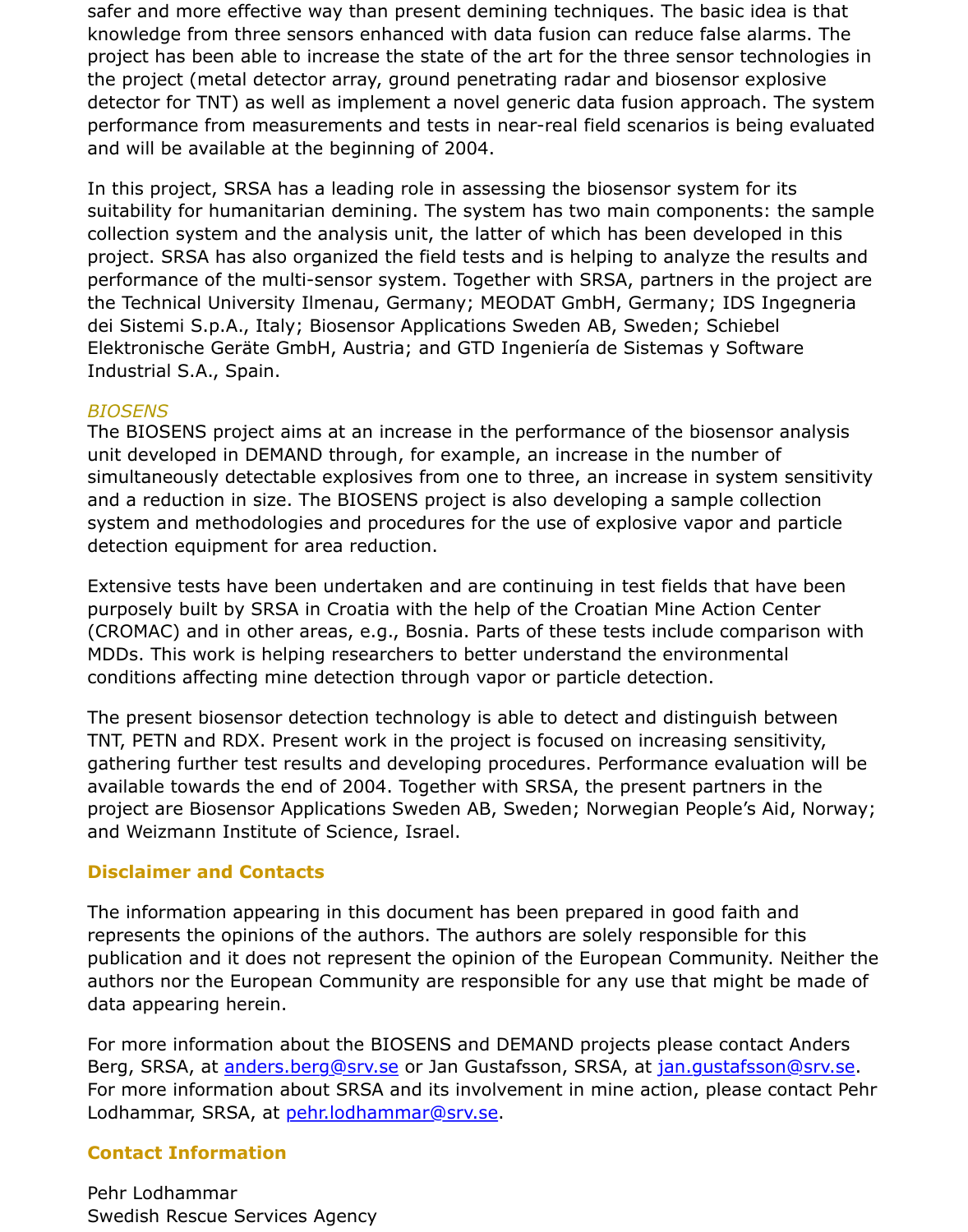safer and more effective way than present demining techniques. The basic idea is that knowledge from three sensors enhanced with data fusion can reduce false alarms. The project has been able to increase the state of the art for the three sensor technologies in the project (metal detector array, ground penetrating radar and biosensor explosive detector for TNT) as well as implement a novel generic data fusion approach. The system performance from measurements and tests in near-real field scenarios is being evaluated and will be available at the beginning of 2004.

In this project, SRSA has a leading role in assessing the biosensor system for its suitability for humanitarian demining. The system has two main components: the sample collection system and the analysis unit, the latter of which has been developed in this project. SRSA has also organized the field tests and is helping to analyze the results and performance of the multi-sensor system. Together with SRSA, partners in the project are the Technical University Ilmenau, Germany; MEODAT GmbH, Germany; IDS Ingegneria dei Sistemi S.p.A., Italy; Biosensor Applications Sweden AB, Sweden; Schiebel Elektronische Geräte GmbH, Austria; and GTD Ingeniería de Sistemas y Software Industrial S.A., Spain.

*BIOSENS*

The BIOSENS project aims at an increase in the performance of the biosensor analysis unit developed in DEMAND through, for example, an increase in the number of simultaneously detectable explosives from one to three, an increase in system sensitivity and a reduction in size. The BIOSENS project is also developing a sample collection system and methodologies and procedures for the use of explosive vapor and particle detection equipment for area reduction.

Extensive tests have been undertaken and are continuing in test fields that have been purposely built by SRSA in Croatia with the help of the Croatian Mine Action Center (CROMAC) and in other areas, e.g., Bosnia. Parts of these tests include comparison with MDDs. This work is helping researchers to better understand the environmental conditions affecting mine detection through vapor or particle detection.

The present biosensor detection technology is able to detect and distinguish between TNT, PETN and RDX. Present work in the project is focused on increasing sensitivity, gathering further test results and developing procedures. Performance evaluation will be available towards the end of 2004. Together with SRSA, the present partners in the project are Biosensor Applications Sweden AB, Sweden; Norwegian People's Aid, Norway; and Weizmann Institute of Science, Israel.

## Disclaimer and Contacts

The information appearing in this document has been prepared in good faith and represents the opinions of the authors. The authors are solely responsible for this publication and it does not represent the opinion of the European Community. Neither the authors nor the European Community are responsible for any use that might be made of data appearing herein.

For more information about the BIOSENS and DEMAND projects please contact Anders Berg, SRSA, at anders.berg@srv.se or Jan Gustafsson, SRSA, at jan.gustafsson@srv.se. For more information about SRSA and its involvement in mine action, please contact Pehr Lodhammar, SRSA, at pehr.lodhammar@srv.se.

## Contact Information

Pehr Lodhammar
Swedish Rescue Services Agency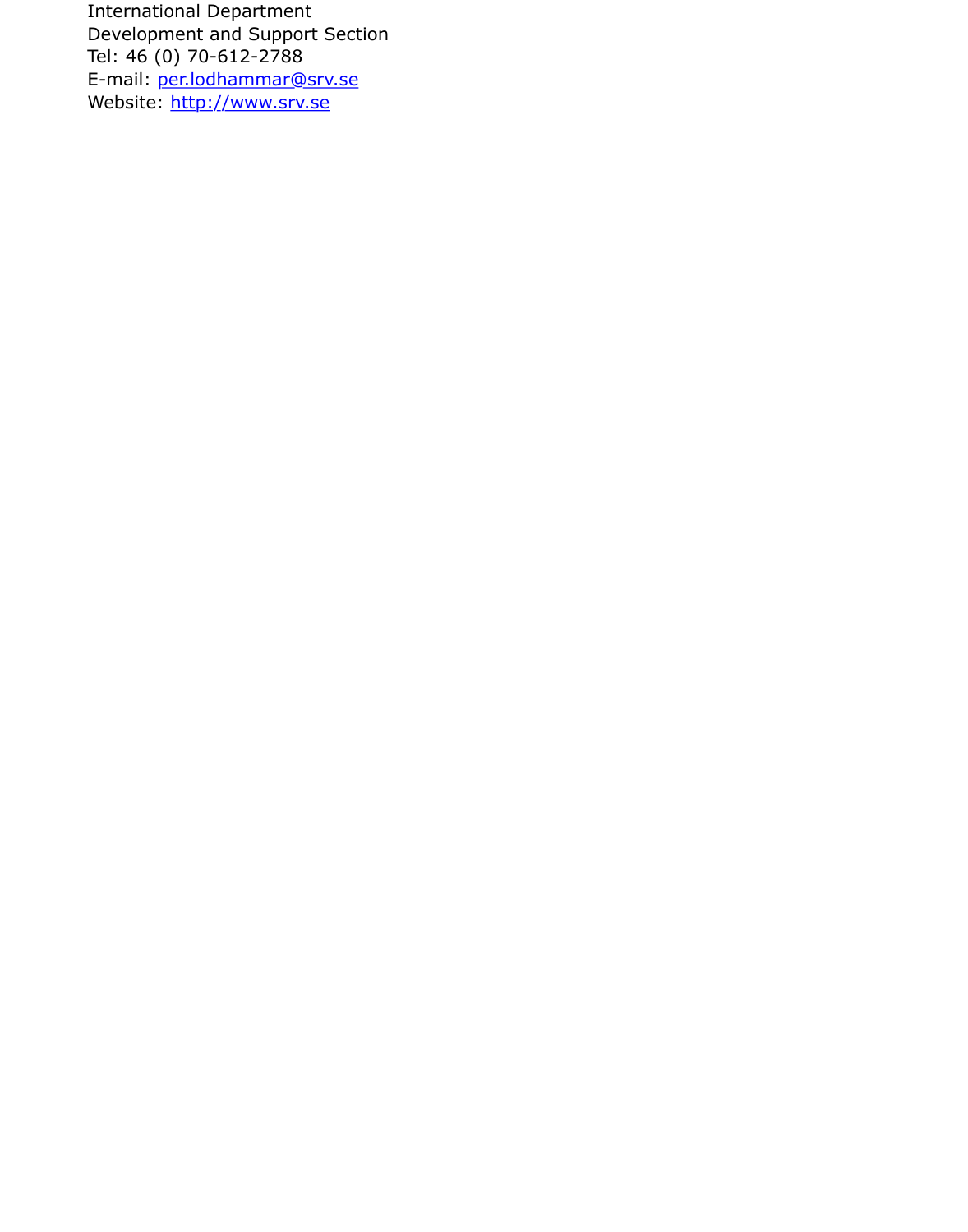International Department
Development and Support Section
Tel: 46 (0) 70-612-2788
E-mail: per.lodhammar@srv.se
Website: http://www.srv.se